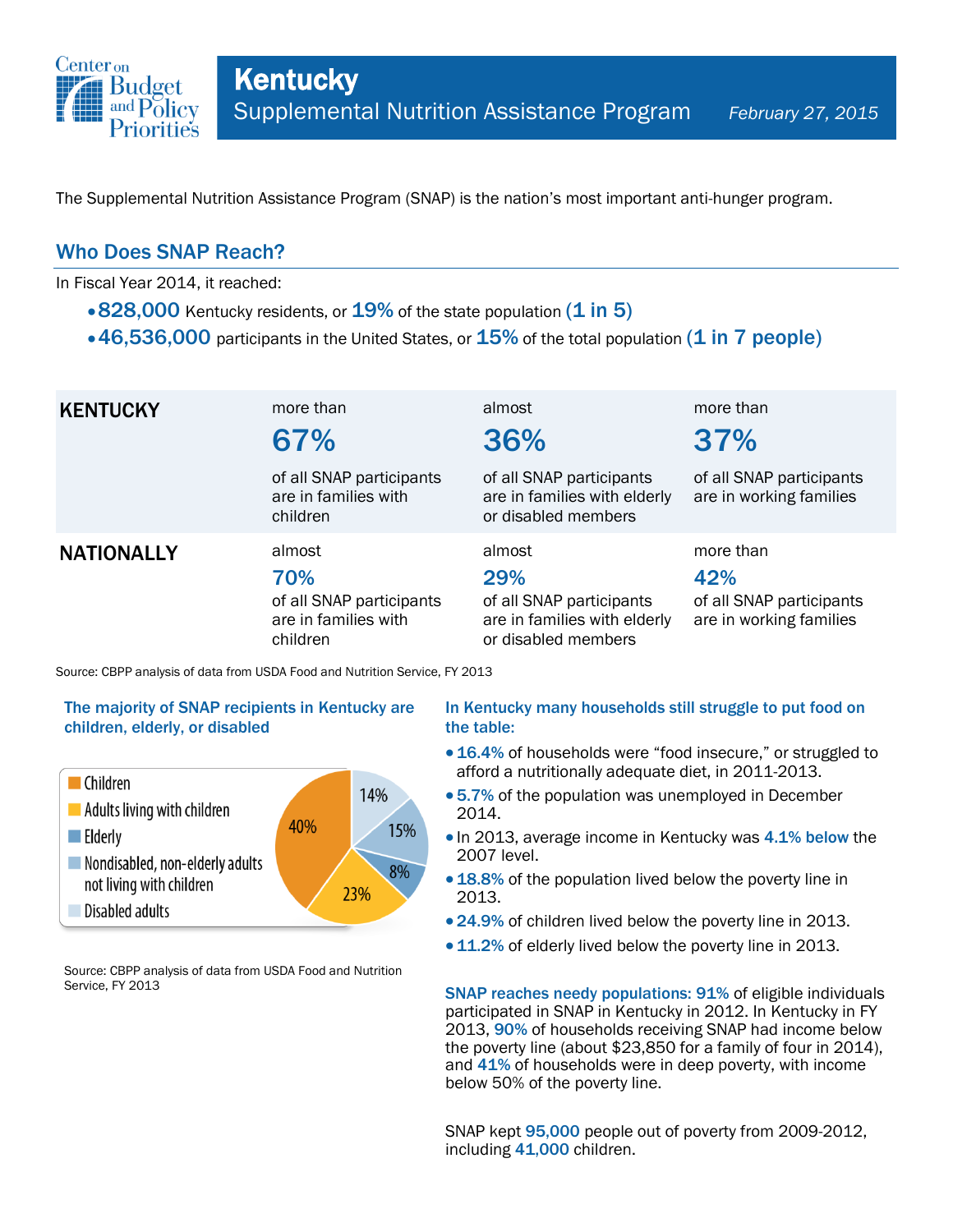Center on Budget and Policy Priorities

# Kentucky

## Supplemental Nutrition Assistance Program

*February 27, 2015*

The Supplemental Nutrition Assistance Program (SNAP) is the nation's most important anti-hunger program.

## Who Does SNAP Reach?

In Fiscal Year 2014, it reached:

- **828,000** Kentucky residents, or **19%** of the state population **(1 in 5)**
- **46,536,000** participants in the United States, or **15%** of the total population **(1 in 7 people)**

| | | | |
|---|---|---|---|
| **KENTUCKY** | more than **67%** of all SNAP participants are in families with children | almost **36%** of all SNAP participants are in families with elderly or disabled members | more than **37%** of all SNAP participants are in working families |
| **NATIONALLY** | almost **70%** of all SNAP participants are in families with children | almost **29%** of all SNAP participants are in families with elderly or disabled members | more than **42%** of all SNAP participants are in working families |

Source: CBPP analysis of data from USDA Food and Nutrition Service, FY 2013

### The majority of SNAP recipients in Kentucky are children, elderly, or disabled

| Category | Share |
|---|---|
| Children | 40% |
| Adults living with children | 23% |
| Elderly | 8% |
| Nondisabled, non-elderly adults not living with children | 15% |
| Disabled adults | 14% |

Source: CBPP analysis of data from USDA Food and Nutrition Service, FY 2013

### In Kentucky many households still struggle to put food on the table:

- **16.4%** of households were "food insecure," or struggled to afford a nutritionally adequate diet, in 2011-2013.
- **5.7%** of the population was unemployed in December 2014.
- In 2013, average income in Kentucky was **4.1% below** the 2007 level.
- **18.8%** of the population lived below the poverty line in 2013.
- **24.9%** of children lived below the poverty line in 2013.
- **11.2%** of elderly lived below the poverty line in 2013.

**SNAP reaches needy populations: 91%** of eligible individuals participated in SNAP in Kentucky in 2012. In Kentucky in FY 2013, **90%** of households receiving SNAP had income below the poverty line (about $23,850 for a family of four in 2014), and **41%** of households were in deep poverty, with income below 50% of the poverty line.

SNAP kept **95,000** people out of poverty from 2009-2012, including **41,000** children.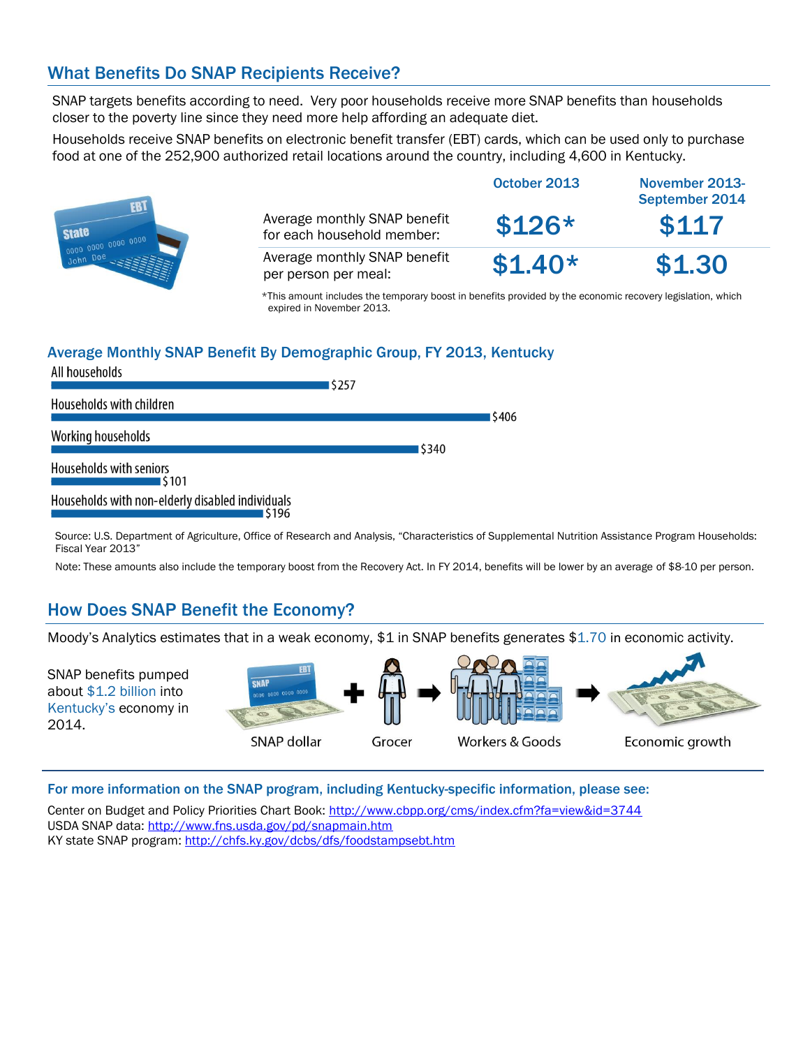## What Benefits Do SNAP Recipients Receive?

SNAP targets benefits according to need. Very poor households receive more SNAP benefits than households closer to the poverty line since they need more help affording an adequate diet.

Households receive SNAP benefits on electronic benefit transfer (EBT) cards, which can be used only to purchase food at one of the 252,900 authorized retail locations around the country, including 4,600 in Kentucky.

| | October 2013 | November 2013-September 2014 |
|---|---|---|
| Average monthly SNAP benefit for each household member: | $126* | $117 |
| Average monthly SNAP benefit per person per meal: | $1.40* | $1.30 |

*This amount includes the temporary boost in benefits provided by the economic recovery legislation, which expired in November 2013.

### Average Monthly SNAP Benefit By Demographic Group, FY 2013, Kentucky

All households
$257

Households with children
$406

Working households
$340

Households with seniors
$101

Households with non-elderly disabled individuals
$196

Source: U.S. Department of Agriculture, Office of Research and Analysis, "Characteristics of Supplemental Nutrition Assistance Program Households: Fiscal Year 2013"

Note: These amounts also include the temporary boost from the Recovery Act. In FY 2014, benefits will be lower by an average of $8-10 per person.

## How Does SNAP Benefit the Economy?

Moody's Analytics estimates that in a weak economy, $1 in SNAP benefits generates $1.70 in economic activity.

SNAP benefits pumped about $1.2 billion into Kentucky's economy in 2014.

SNAP dollar + Grocer → Workers & Goods → Economic growth

**For more information on the SNAP program, including Kentucky-specific information, please see:**

Center on Budget and Policy Priorities Chart Book: http://www.cbpp.org/cms/index.cfm?fa=view&id=3744
USDA SNAP data: http://www.fns.usda.gov/pd/snapmain.htm
KY state SNAP program: http://chfs.ky.gov/dcbs/dfs/foodstampsebt.htm